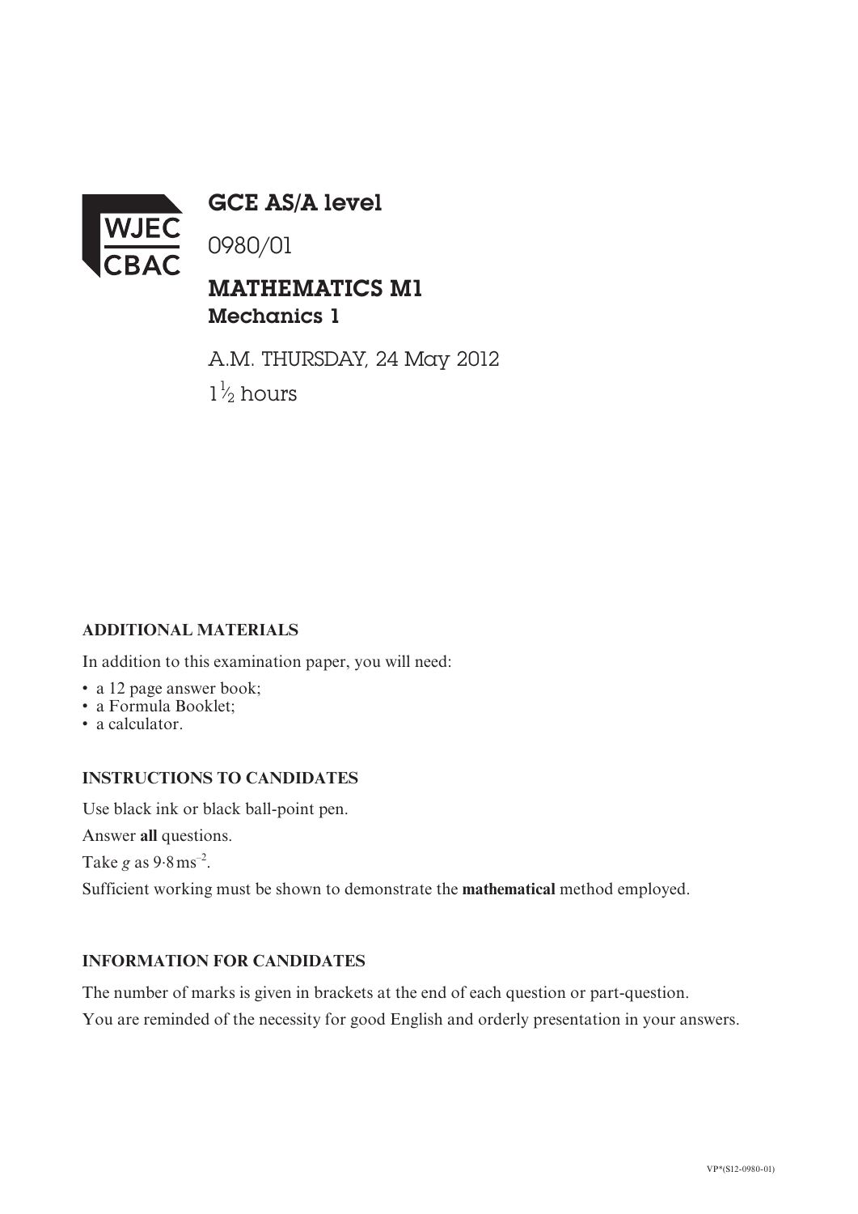WJEC CBAC

# GCE AS/A level

0980/01

## MATHEMATICS M1
### Mechanics 1

A.M. THURSDAY, 24 May 2012

$1\frac{1}{2}$ hours

**ADDITIONAL MATERIALS**

In addition to this examination paper, you will need:

- a 12 page answer book;
- a Formula Booklet;
- a calculator.

**INSTRUCTIONS TO CANDIDATES**

Use black ink or black ball-point pen.

Answer **all** questions.

Take $g$ as $9{\cdot}8\,\text{ms}^{-2}$.

Sufficient working must be shown to demonstrate the **mathematical** method employed.

**INFORMATION FOR CANDIDATES**

The number of marks is given in brackets at the end of each question or part-question.

You are reminded of the necessity for good English and orderly presentation in your answers.

VP*(S12-0980-01)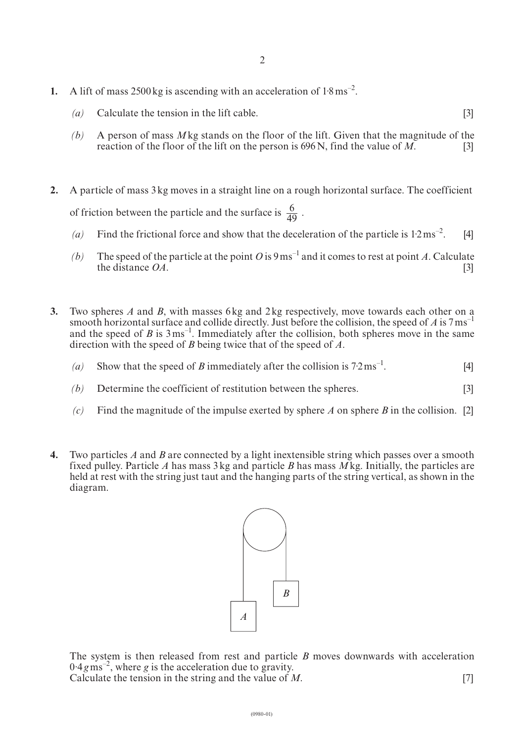1. A lift of mass 2500 kg is ascending with an acceleration of $1{\cdot}8\,\text{ms}^{-2}$.

   *(a)* Calculate the tension in the lift cable. [3]

   *(b)* A person of mass $M$ kg stands on the floor of the lift. Given that the magnitude of the reaction of the floor of the lift on the person is 696 N, find the value of $M$. [3]

2. A particle of mass 3 kg moves in a straight line on a rough horizontal surface. The coefficient of friction between the particle and the surface is $\frac{6}{49}$.

   *(a)* Find the frictional force and show that the deceleration of the particle is $1{\cdot}2\,\text{ms}^{-2}$. [4]

   *(b)* The speed of the particle at the point $O$ is $9\,\text{ms}^{-1}$ and it comes to rest at point $A$. Calculate the distance $OA$. [3]

3. Two spheres $A$ and $B$, with masses 6 kg and 2 kg respectively, move towards each other on a smooth horizontal surface and collide directly. Just before the collision, the speed of $A$ is $7\,\text{ms}^{-1}$ and the speed of $B$ is $3\,\text{ms}^{-1}$. Immediately after the collision, both spheres move in the same direction with the speed of $B$ being twice that of the speed of $A$.

   *(a)* Show that the speed of $B$ immediately after the collision is $7{\cdot}2\,\text{ms}^{-1}$. [4]

   *(b)* Determine the coefficient of restitution between the spheres. [3]

   *(c)* Find the magnitude of the impulse exerted by sphere $A$ on sphere $B$ in the collision. [2]

4. Two particles $A$ and $B$ are connected by a light inextensible string which passes over a smooth fixed pulley. Particle $A$ has mass 3 kg and particle $B$ has mass $M$ kg. Initially, the particles are held at rest with the string just taut and the hanging parts of the string vertical, as shown in the diagram.

   The system is then released from rest and particle $B$ moves downwards with acceleration $0{\cdot}4g\,\text{ms}^{-2}$, where $g$ is the acceleration due to gravity.
   Calculate the tension in the string and the value of $M$. [7]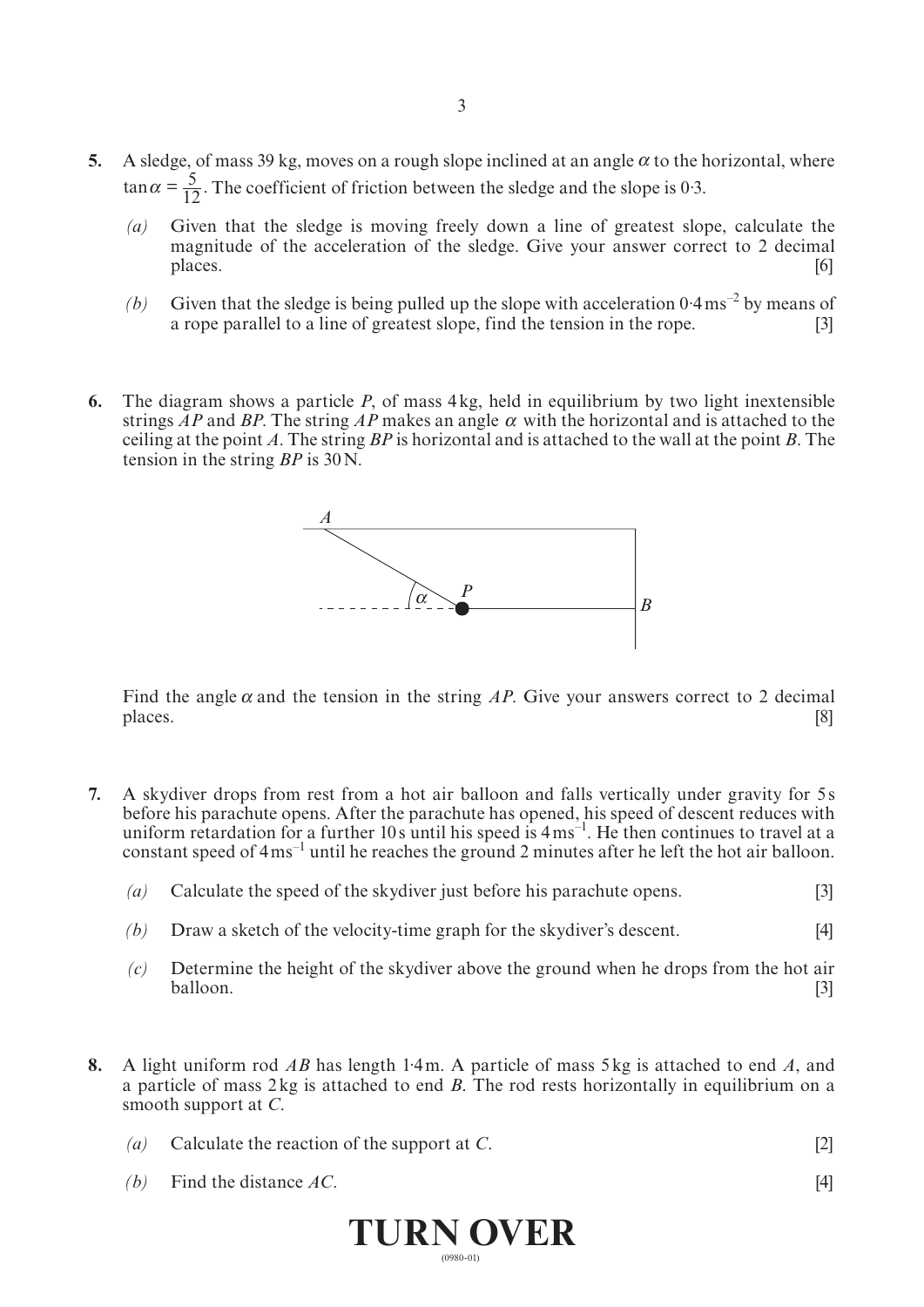**5.** A sledge, of mass 39 kg, moves on a rough slope inclined at an angle $\alpha$ to the horizontal, where $\tan\alpha = \frac{5}{12}$. The coefficient of friction between the sledge and the slope is 0·3.

*(a)* Given that the sledge is moving freely down a line of greatest slope, calculate the magnitude of the acceleration of the sledge. Give your answer correct to 2 decimal places. [6]

*(b)* Given that the sledge is being pulled up the slope with acceleration $0{\cdot}4\,\text{ms}^{-2}$ by means of a rope parallel to a line of greatest slope, find the tension in the rope. [3]

**6.** The diagram shows a particle *P*, of mass 4 kg, held in equilibrium by two light inextensible strings *AP* and *BP*. The string *AP* makes an angle $\alpha$ with the horizontal and is attached to the ceiling at the point *A*. The string *BP* is horizontal and is attached to the wall at the point *B*. The tension in the string *BP* is 30 N.

Find the angle $\alpha$ and the tension in the string *AP*. Give your answers correct to 2 decimal places. [8]

**7.** A skydiver drops from rest from a hot air balloon and falls vertically under gravity for 5 s before his parachute opens. After the parachute has opened, his speed of descent reduces with uniform retardation for a further 10 s until his speed is $4\,\text{ms}^{-1}$. He then continues to travel at a constant speed of $4\,\text{ms}^{-1}$ until he reaches the ground 2 minutes after he left the hot air balloon.

*(a)* Calculate the speed of the skydiver just before his parachute opens. [3]

*(b)* Draw a sketch of the velocity-time graph for the skydiver's descent. [4]

*(c)* Determine the height of the skydiver above the ground when he drops from the hot air balloon. [3]

**8.** A light uniform rod *AB* has length 1·4 m. A particle of mass 5 kg is attached to end *A*, and a particle of mass 2 kg is attached to end *B*. The rod rests horizontally in equilibrium on a smooth support at *C*.

*(a)* Calculate the reaction of the support at *C*. [2]

*(b)* Find the distance *AC*. [4]

**TURN OVER**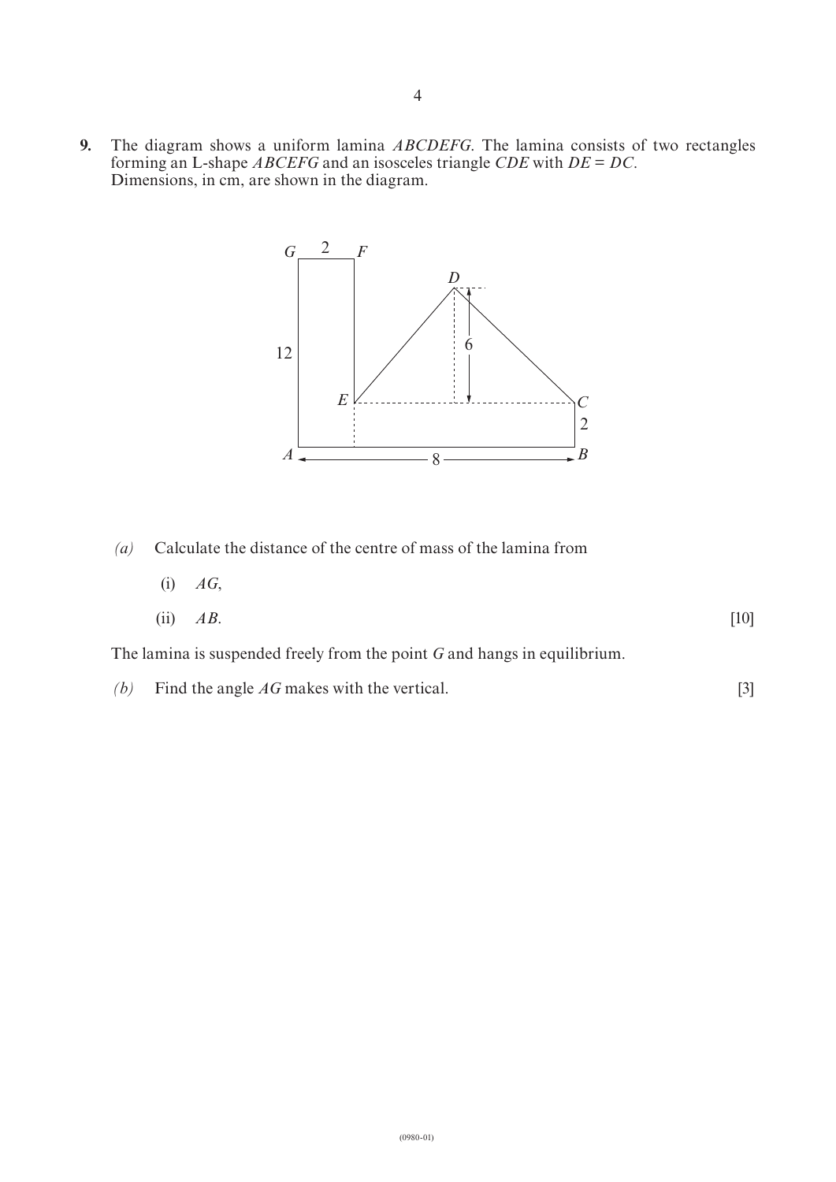**9.** The diagram shows a uniform lamina $ABCDEFG$. The lamina consists of two rectangles forming an L-shape $ABCEFG$ and an isosceles triangle $CDE$ with $DE = DC$.
Dimensions, in cm, are shown in the diagram.

G 2 F

D

12

6

E

C

2

A 8 B

*(a)* Calculate the distance of the centre of mass of the lamina from

(i) $AG$,

(ii) $AB$. [10]

The lamina is suspended freely from the point $G$ and hangs in equilibrium.

*(b)* Find the angle $AG$ makes with the vertical. [3]